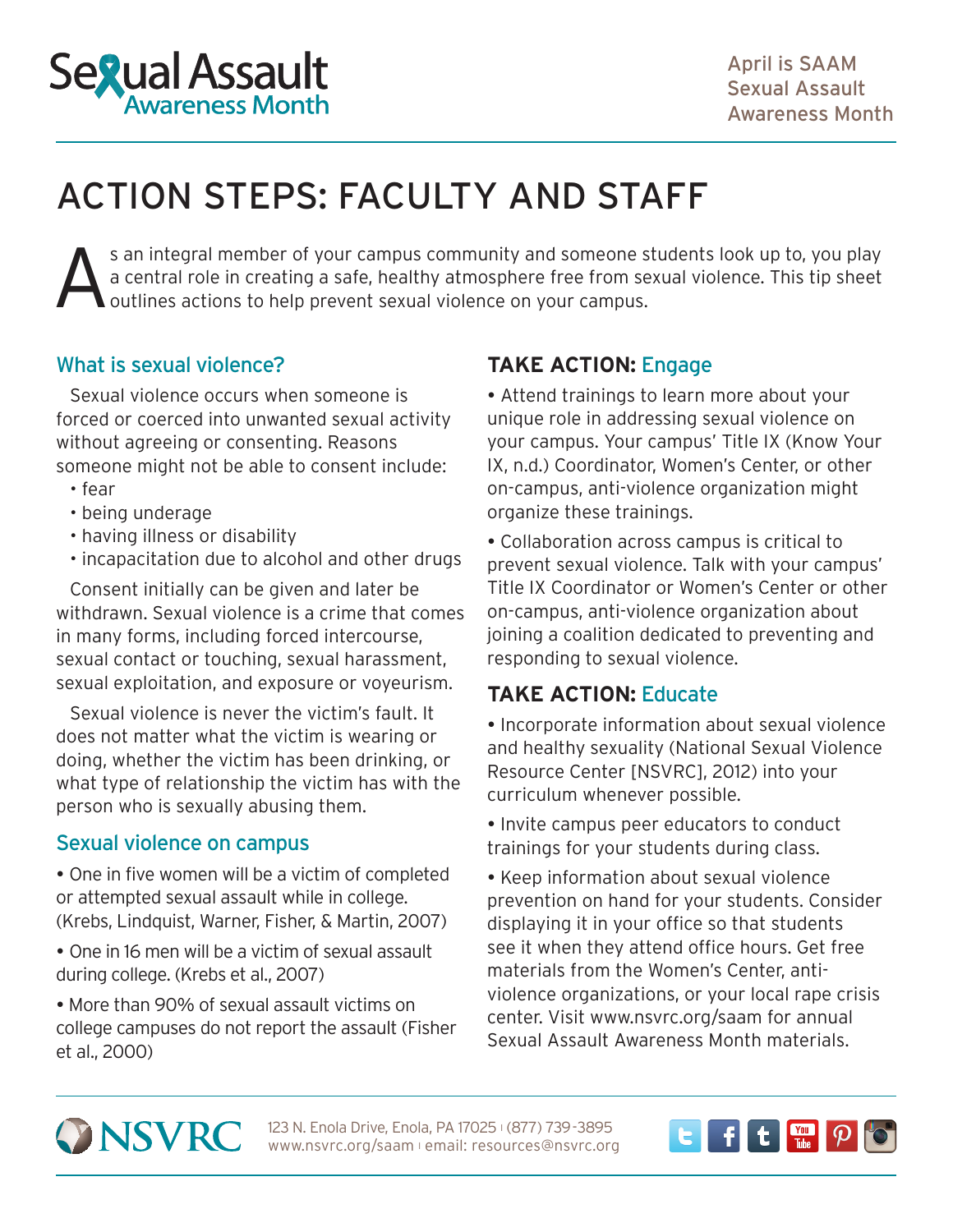Sexual Assault Awareness Month

April is SAAM Sexual Assault Awareness Month

# ACTION STEPS: FACULTY AND STAFF

As an integral member of your campus community and someone students look up to, you play a central role in creating a safe, healthy atmosphere free from sexual violence. This tip sheet outlines actions to help prevent sexual violence on your campus.

## What is sexual violence?

Sexual violence occurs when someone is forced or coerced into unwanted sexual activity without agreeing or consenting. Reasons someone might not be able to consent include:

- fear
- being underage
- having illness or disability
- incapacitation due to alcohol and other drugs

Consent initially can be given and later be withdrawn. Sexual violence is a crime that comes in many forms, including forced intercourse, sexual contact or touching, sexual harassment, sexual exploitation, and exposure or voyeurism.

Sexual violence is never the victim's fault. It does not matter what the victim is wearing or doing, whether the victim has been drinking, or what type of relationship the victim has with the person who is sexually abusing them.

## Sexual violence on campus

- One in five women will be a victim of completed or attempted sexual assault while in college. (Krebs, Lindquist, Warner, Fisher, & Martin, 2007)
- One in 16 men will be a victim of sexual assault during college. (Krebs et al., 2007)
- More than 90% of sexual assault victims on college campuses do not report the assault (Fisher et al., 2000)

## TAKE ACTION: Engage

- Attend trainings to learn more about your unique role in addressing sexual violence on your campus. Your campus' Title IX (Know Your IX, n.d.) Coordinator, Women's Center, or other on-campus, anti-violence organization might organize these trainings.
- Collaboration across campus is critical to prevent sexual violence. Talk with your campus' Title IX Coordinator or Women's Center or other on-campus, anti-violence organization about joining a coalition dedicated to preventing and responding to sexual violence.

## TAKE ACTION: Educate

- Incorporate information about sexual violence and healthy sexuality (National Sexual Violence Resource Center [NSVRC], 2012) into your curriculum whenever possible.
- Invite campus peer educators to conduct trainings for your students during class.
- Keep information about sexual violence prevention on hand for your students. Consider displaying it in your office so that students see it when they attend office hours. Get free materials from the Women's Center, anti-violence organizations, or your local rape crisis center. Visit www.nsvrc.org/saam for annual Sexual Assault Awareness Month materials.

NSVRC 123 N. Enola Drive, Enola, PA 17025 | (877) 739-3895
www.nsvrc.org/saam | email: resources@nsvrc.org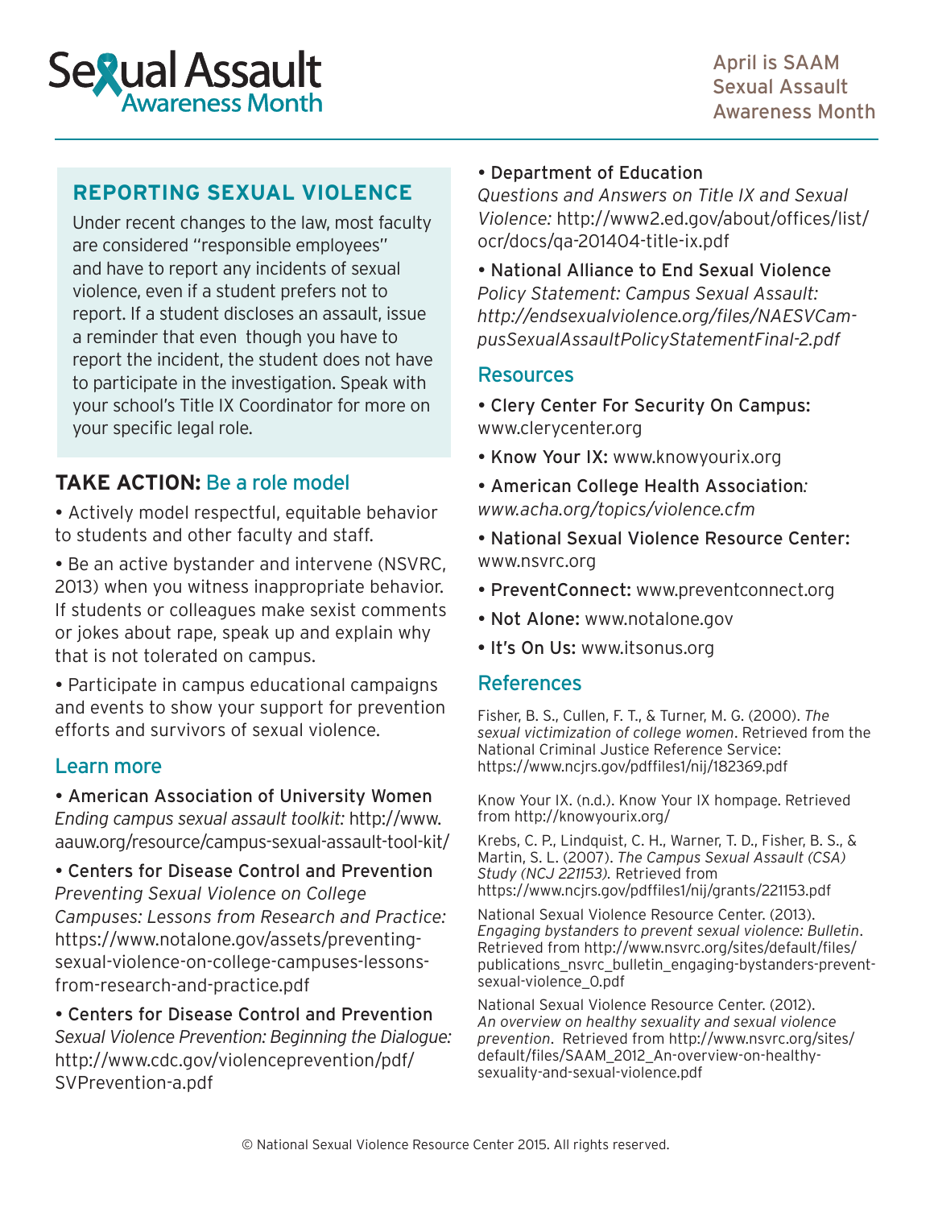## REPORTING SEXUAL VIOLENCE

Under recent changes to the law, most faculty are considered "responsible employees" and have to report any incidents of sexual violence, even if a student prefers not to report. If a student discloses an assault, issue a reminder that even though you have to report the incident, the student does not have to participate in the investigation. Speak with your school's Title IX Coordinator for more on your specific legal role.

## TAKE ACTION: Be a role model

- Actively model respectful, equitable behavior to students and other faculty and staff.
- Be an active bystander and intervene (NSVRC, 2013) when you witness inappropriate behavior. If students or colleagues make sexist comments or jokes about rape, speak up and explain why that is not tolerated on campus.
- Participate in campus educational campaigns and events to show your support for prevention efforts and survivors of sexual violence.

## Learn more

- **American Association of University Women**
  *Ending campus sexual assault toolkit:* http://www.aauw.org/resource/campus-sexual-assault-tool-kit/
- **Centers for Disease Control and Prevention**
  *Preventing Sexual Violence on College Campuses: Lessons from Research and Practice:* https://www.notalone.gov/assets/preventing-sexual-violence-on-college-campuses-lessons-from-research-and-practice.pdf
- **Centers for Disease Control and Prevention**
  *Sexual Violence Prevention: Beginning the Dialogue:* http://www.cdc.gov/violenceprevention/pdf/SVPrevention-a.pdf
- **Department of Education**
  *Questions and Answers on Title IX and Sexual Violence:* http://www2.ed.gov/about/offices/list/ocr/docs/qa-201404-title-ix.pdf
- **National Alliance to End Sexual Violence**
  *Policy Statement: Campus Sexual Assault: http://endsexualviolence.org/files/NAESVCampusSexualAssaultPolicyStatementFinal-2.pdf*

## Resources

- **Clery Center For Security On Campus:** www.clerycenter.org
- **Know Your IX:** www.knowyourix.org
- **American College Health Association**: *www.acha.org/topics/violence.cfm*
- **National Sexual Violence Resource Center:** www.nsvrc.org
- **PreventConnect:** www.preventconnect.org
- **Not Alone:** www.notalone.gov
- **It's On Us:** www.itsonus.org

## References

Fisher, B. S., Cullen, F. T., & Turner, M. G. (2000). *The sexual victimization of college women*. Retrieved from the National Criminal Justice Reference Service: https://www.ncjrs.gov/pdffiles1/nij/182369.pdf

Know Your IX. (n.d.). Know Your IX hompage. Retrieved from http://knowyourix.org/

Krebs, C. P., Lindquist, C. H., Warner, T. D., Fisher, B. S., & Martin, S. L. (2007). *The Campus Sexual Assault (CSA) Study (NCJ 221153).* Retrieved from https://www.ncjrs.gov/pdffiles1/nij/grants/221153.pdf

National Sexual Violence Resource Center. (2013). *Engaging bystanders to prevent sexual violence: Bulletin*. Retrieved from http://www.nsvrc.org/sites/default/files/publications_nsvrc_bulletin_engaging-bystanders-prevent-sexual-violence_0.pdf

National Sexual Violence Resource Center. (2012). *An overview on healthy sexuality and sexual violence prevention*. Retrieved from http://www.nsvrc.org/sites/default/files/SAAM_2012_An-overview-on-healthy-sexuality-and-sexual-violence.pdf

© National Sexual Violence Resource Center 2015. All rights reserved.